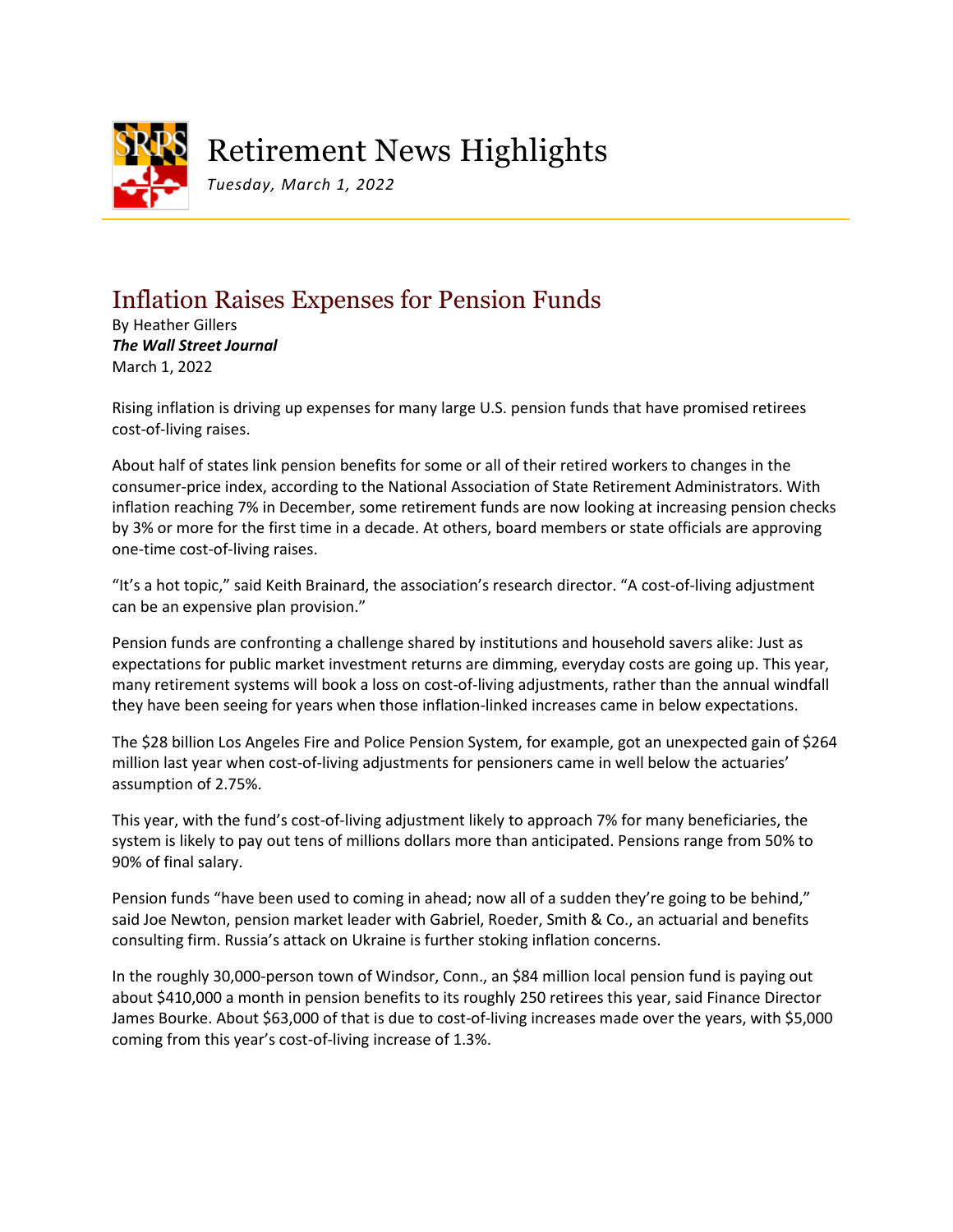# Retirement News Highlights

*Tuesday, March 1, 2022*

## Inflation Raises Expenses for Pension Funds

By Heather Gillers
***The Wall Street Journal***
March 1, 2022

Rising inflation is driving up expenses for many large U.S. pension funds that have promised retirees cost-of-living raises.

About half of states link pension benefits for some or all of their retired workers to changes in the consumer-price index, according to the National Association of State Retirement Administrators. With inflation reaching 7% in December, some retirement funds are now looking at increasing pension checks by 3% or more for the first time in a decade. At others, board members or state officials are approving one-time cost-of-living raises.

"It's a hot topic," said Keith Brainard, the association's research director. "A cost-of-living adjustment can be an expensive plan provision."

Pension funds are confronting a challenge shared by institutions and household savers alike: Just as expectations for public market investment returns are dimming, everyday costs are going up. This year, many retirement systems will book a loss on cost-of-living adjustments, rather than the annual windfall they have been seeing for years when those inflation-linked increases came in below expectations.

The $28 billion Los Angeles Fire and Police Pension System, for example, got an unexpected gain of $264 million last year when cost-of-living adjustments for pensioners came in well below the actuaries' assumption of 2.75%.

This year, with the fund's cost-of-living adjustment likely to approach 7% for many beneficiaries, the system is likely to pay out tens of millions dollars more than anticipated. Pensions range from 50% to 90% of final salary.

Pension funds "have been used to coming in ahead; now all of a sudden they're going to be behind," said Joe Newton, pension market leader with Gabriel, Roeder, Smith & Co., an actuarial and benefits consulting firm. Russia's attack on Ukraine is further stoking inflation concerns.

In the roughly 30,000-person town of Windsor, Conn., an $84 million local pension fund is paying out about $410,000 a month in pension benefits to its roughly 250 retirees this year, said Finance Director James Bourke. About $63,000 of that is due to cost-of-living increases made over the years, with $5,000 coming from this year's cost-of-living increase of 1.3%.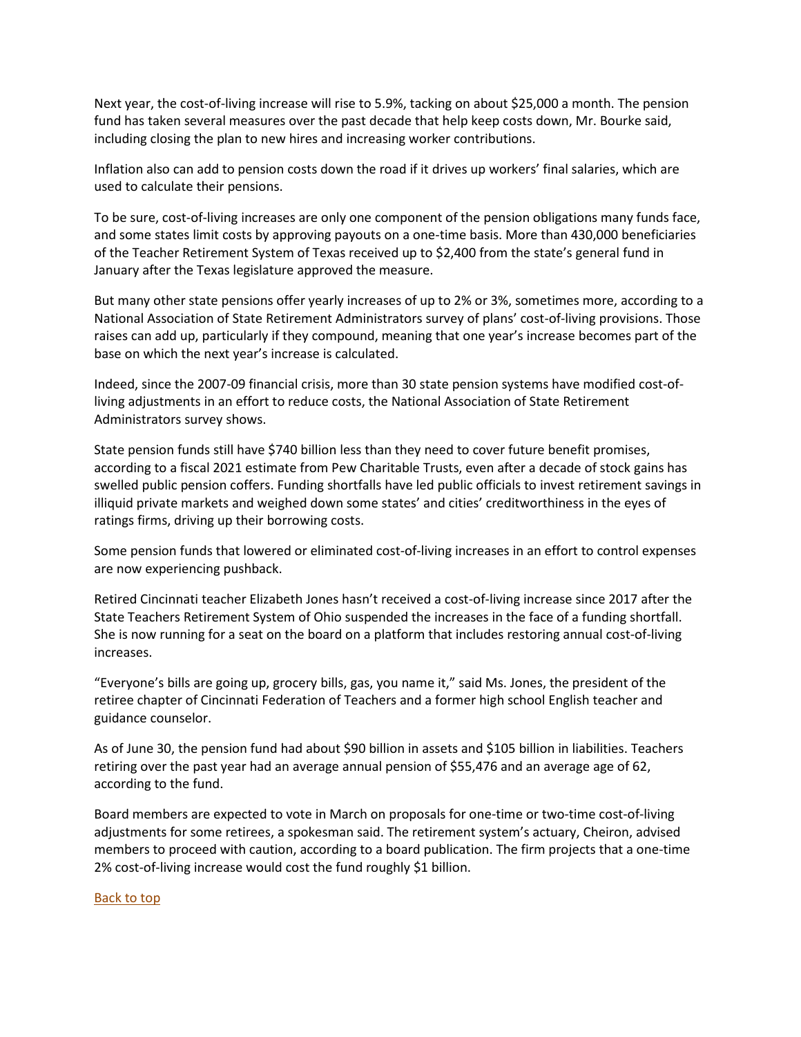Next year, the cost-of-living increase will rise to 5.9%, tacking on about $25,000 a month. The pension fund has taken several measures over the past decade that help keep costs down, Mr. Bourke said, including closing the plan to new hires and increasing worker contributions.

Inflation also can add to pension costs down the road if it drives up workers' final salaries, which are used to calculate their pensions.

To be sure, cost-of-living increases are only one component of the pension obligations many funds face, and some states limit costs by approving payouts on a one-time basis. More than 430,000 beneficiaries of the Teacher Retirement System of Texas received up to $2,400 from the state's general fund in January after the Texas legislature approved the measure.

But many other state pensions offer yearly increases of up to 2% or 3%, sometimes more, according to a National Association of State Retirement Administrators survey of plans' cost-of-living provisions. Those raises can add up, particularly if they compound, meaning that one year's increase becomes part of the base on which the next year's increase is calculated.

Indeed, since the 2007-09 financial crisis, more than 30 state pension systems have modified cost-of-living adjustments in an effort to reduce costs, the National Association of State Retirement Administrators survey shows.

State pension funds still have $740 billion less than they need to cover future benefit promises, according to a fiscal 2021 estimate from Pew Charitable Trusts, even after a decade of stock gains has swelled public pension coffers. Funding shortfalls have led public officials to invest retirement savings in illiquid private markets and weighed down some states' and cities' creditworthiness in the eyes of ratings firms, driving up their borrowing costs.

Some pension funds that lowered or eliminated cost-of-living increases in an effort to control expenses are now experiencing pushback.

Retired Cincinnati teacher Elizabeth Jones hasn't received a cost-of-living increase since 2017 after the State Teachers Retirement System of Ohio suspended the increases in the face of a funding shortfall. She is now running for a seat on the board on a platform that includes restoring annual cost-of-living increases.

"Everyone's bills are going up, grocery bills, gas, you name it," said Ms. Jones, the president of the retiree chapter of Cincinnati Federation of Teachers and a former high school English teacher and guidance counselor.

As of June 30, the pension fund had about $90 billion in assets and $105 billion in liabilities. Teachers retiring over the past year had an average annual pension of $55,476 and an average age of 62, according to the fund.

Board members are expected to vote in March on proposals for one-time or two-time cost-of-living adjustments for some retirees, a spokesman said. The retirement system's actuary, Cheiron, advised members to proceed with caution, according to a board publication. The firm projects that a one-time 2% cost-of-living increase would cost the fund roughly $1 billion.

Back to top